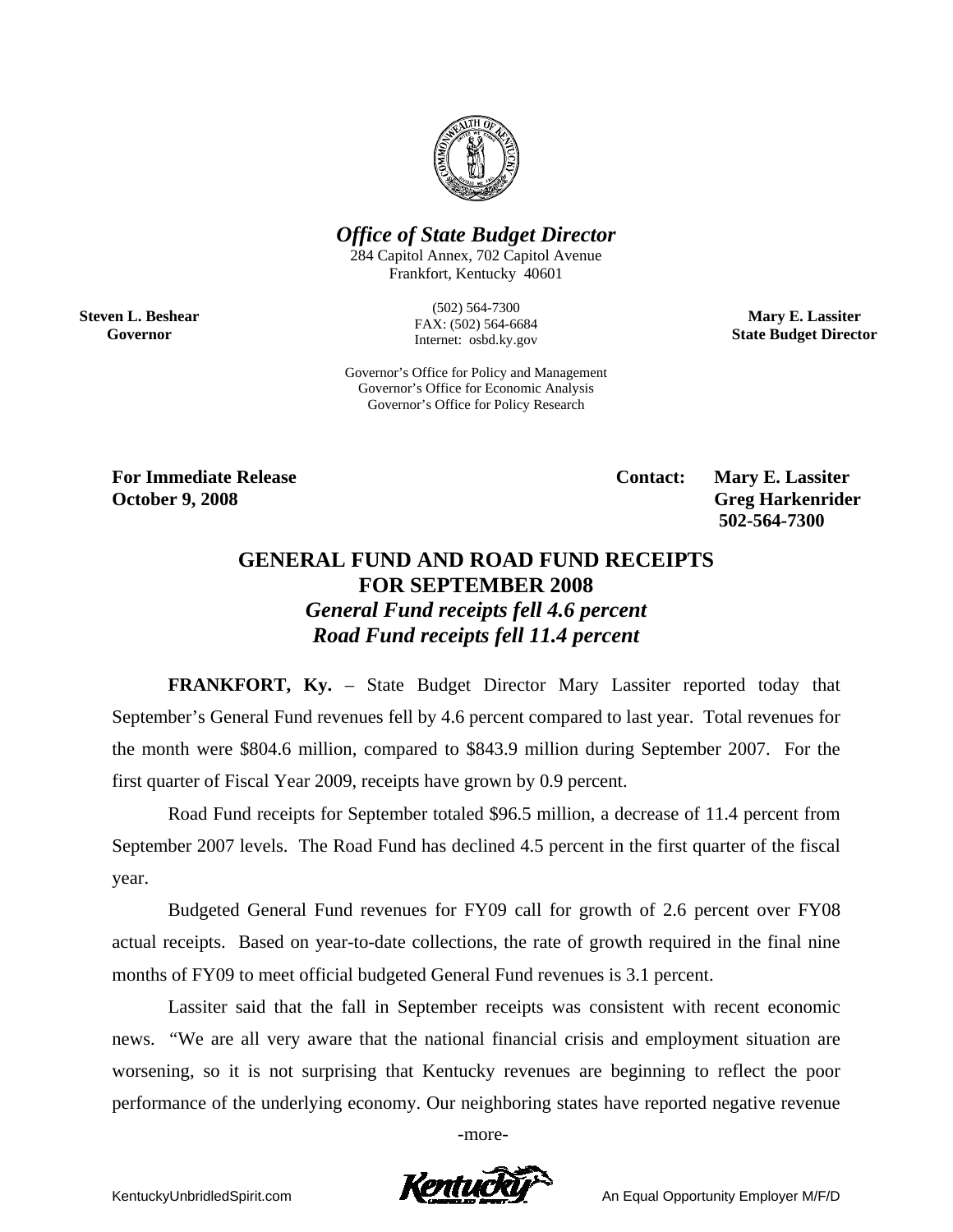**Office of State Budget Director**

284 Capitol Annex, 702 Capitol Avenue
Frankfort, Kentucky 40601

(502) 564-7300
FAX: (502) 564-6684
Internet: osbd.ky.gov

Governor's Office for Policy and Management
Governor's Office for Economic Analysis
Governor's Office for Policy Research

**Steven L. Beshear**
**Governor**

**Mary E. Lassiter**
**State Budget Director**

**For Immediate Release**
**October 9, 2008**

**Contact: Mary E. Lassiter**
**Greg Harkenrider**
**502-564-7300**

## GENERAL FUND AND ROAD FUND RECEIPTS FOR SEPTEMBER 2008

### *General Fund receipts fell 4.6 percent*
### *Road Fund receipts fell 11.4 percent*

**FRANKFORT, Ky.** – State Budget Director Mary Lassiter reported today that September's General Fund revenues fell by 4.6 percent compared to last year. Total revenues for the month were $804.6 million, compared to $843.9 million during September 2007. For the first quarter of Fiscal Year 2009, receipts have grown by 0.9 percent.

Road Fund receipts for September totaled $96.5 million, a decrease of 11.4 percent from September 2007 levels. The Road Fund has declined 4.5 percent in the first quarter of the fiscal year.

Budgeted General Fund revenues for FY09 call for growth of 2.6 percent over FY08 actual receipts. Based on year-to-date collections, the rate of growth required in the final nine months of FY09 to meet official budgeted General Fund revenues is 3.1 percent.

Lassiter said that the fall in September receipts was consistent with recent economic news. "We are all very aware that the national financial crisis and employment situation are worsening, so it is not surprising that Kentucky revenues are beginning to reflect the poor performance of the underlying economy. Our neighboring states have reported negative revenue

-more-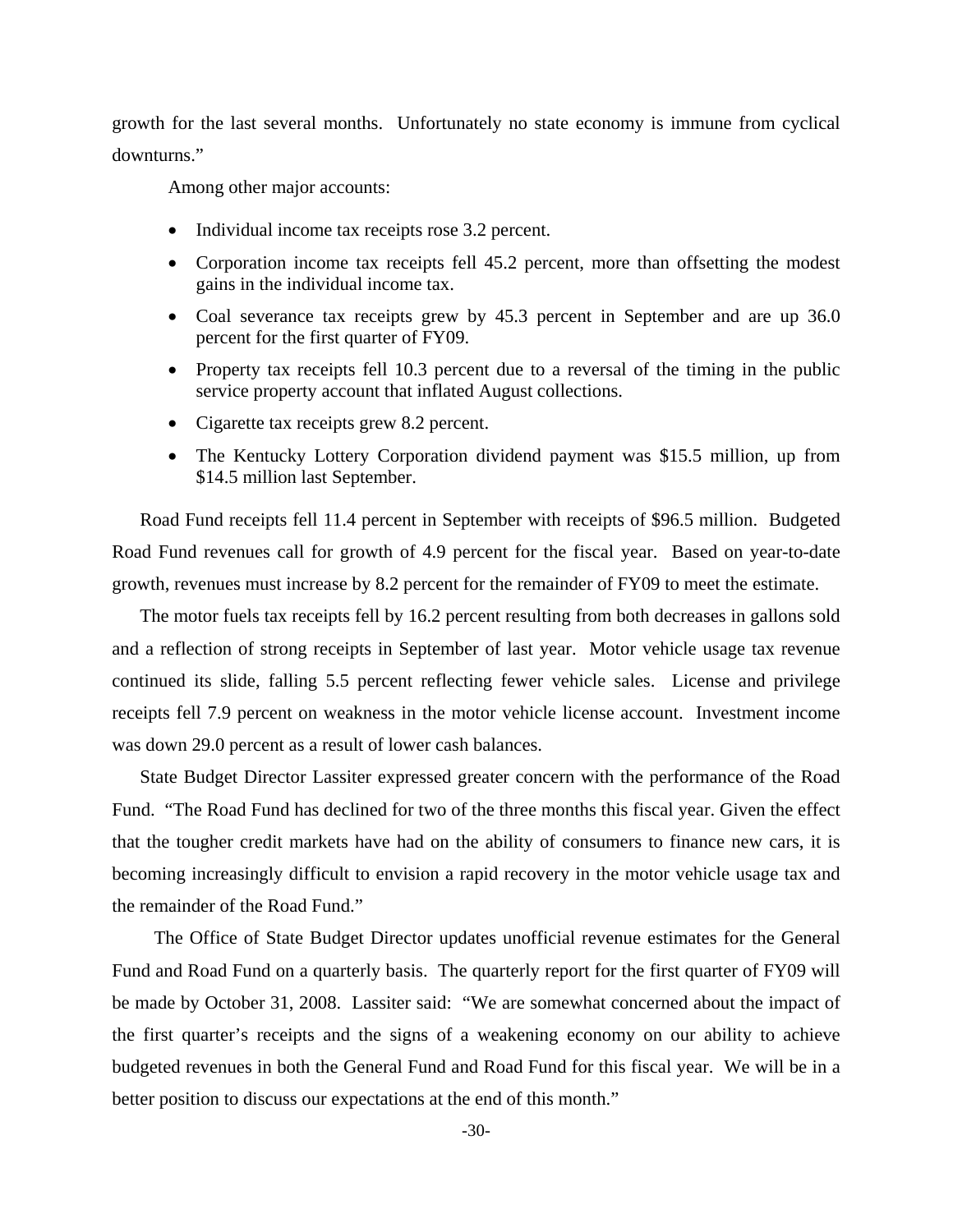growth for the last several months. Unfortunately no state economy is immune from cyclical downturns."

Among other major accounts:

- Individual income tax receipts rose 3.2 percent.
- Corporation income tax receipts fell 45.2 percent, more than offsetting the modest gains in the individual income tax.
- Coal severance tax receipts grew by 45.3 percent in September and are up 36.0 percent for the first quarter of FY09.
- Property tax receipts fell 10.3 percent due to a reversal of the timing in the public service property account that inflated August collections.
- Cigarette tax receipts grew 8.2 percent.
- The Kentucky Lottery Corporation dividend payment was $15.5 million, up from $14.5 million last September.

Road Fund receipts fell 11.4 percent in September with receipts of $96.5 million. Budgeted Road Fund revenues call for growth of 4.9 percent for the fiscal year. Based on year-to-date growth, revenues must increase by 8.2 percent for the remainder of FY09 to meet the estimate.

The motor fuels tax receipts fell by 16.2 percent resulting from both decreases in gallons sold and a reflection of strong receipts in September of last year. Motor vehicle usage tax revenue continued its slide, falling 5.5 percent reflecting fewer vehicle sales. License and privilege receipts fell 7.9 percent on weakness in the motor vehicle license account. Investment income was down 29.0 percent as a result of lower cash balances.

State Budget Director Lassiter expressed greater concern with the performance of the Road Fund. "The Road Fund has declined for two of the three months this fiscal year. Given the effect that the tougher credit markets have had on the ability of consumers to finance new cars, it is becoming increasingly difficult to envision a rapid recovery in the motor vehicle usage tax and the remainder of the Road Fund."

The Office of State Budget Director updates unofficial revenue estimates for the General Fund and Road Fund on a quarterly basis. The quarterly report for the first quarter of FY09 will be made by October 31, 2008. Lassiter said: "We are somewhat concerned about the impact of the first quarter's receipts and the signs of a weakening economy on our ability to achieve budgeted revenues in both the General Fund and Road Fund for this fiscal year. We will be in a better position to discuss our expectations at the end of this month."

-30-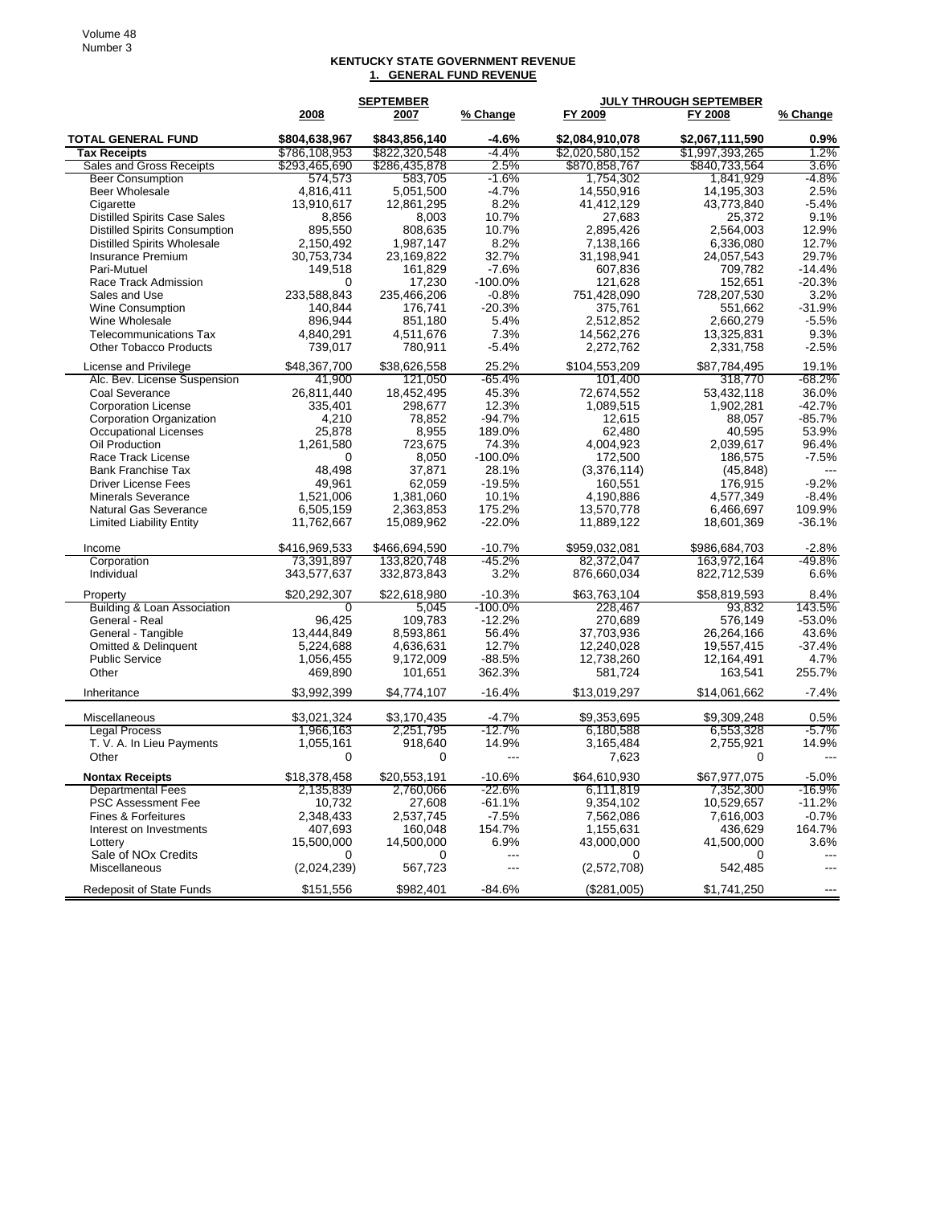## KENTUCKY STATE GOVERNMENT REVENUE
### 1. GENERAL FUND REVENUE

| | SEPTEMBER | | | JULY THROUGH SEPTEMBER | | |
|---|---|---|---|---|---|---|
| | 2008 | 2007 | % Change | FY 2009 | FY 2008 | % Change |
| **TOTAL GENERAL FUND** | **$804,638,967** | **$843,856,140** | **-4.6%** | **$2,084,910,078** | **$2,067,111,590** | **0.9%** |
| **Tax Receipts** | $786,108,953 | $822,320,548 | -4.4% | $2,020,580,152 | $1,997,393,265 | 1.2% |
| Sales and Gross Receipts | $293,465,690 | $286,435,878 | 2.5% | $870,858,767 | $840,733,564 | 3.6% |
| Beer Consumption | 574,573 | 583,705 | -1.6% | 1,754,302 | 1,841,929 | -4.8% |
| Beer Wholesale | 4,816,411 | 5,051,500 | -4.7% | 14,550,916 | 14,195,303 | 2.5% |
| Cigarette | 13,910,617 | 12,861,295 | 8.2% | 41,412,129 | 43,773,840 | -5.4% |
| Distilled Spirits Case Sales | 8,856 | 8,003 | 10.7% | 27,683 | 25,372 | 9.1% |
| Distilled Spirits Consumption | 895,550 | 808,635 | 10.7% | 2,895,426 | 2,564,003 | 12.9% |
| Distilled Spirits Wholesale | 2,150,492 | 1,987,147 | 8.2% | 7,138,166 | 6,336,080 | 12.7% |
| Insurance Premium | 30,753,734 | 23,169,822 | 32.7% | 31,198,941 | 24,057,543 | 29.7% |
| Pari-Mutuel | 149,518 | 161,829 | -7.6% | 607,836 | 709,782 | -14.4% |
| Race Track Admission | 0 | 17,230 | -100.0% | 121,628 | 152,651 | -20.3% |
| Sales and Use | 233,588,843 | 235,466,206 | -0.8% | 751,428,090 | 728,207,530 | 3.2% |
| Wine Consumption | 140,844 | 176,741 | -20.3% | 375,761 | 551,662 | -31.9% |
| Wine Wholesale | 896,944 | 851,180 | 5.4% | 2,512,852 | 2,660,279 | -5.5% |
| Telecommunications Tax | 4,840,291 | 4,511,676 | 7.3% | 14,562,276 | 13,325,831 | 9.3% |
| Other Tobacco Products | 739,017 | 780,911 | -5.4% | 2,272,762 | 2,331,758 | -2.5% |
| License and Privilege | $48,367,700 | $38,626,558 | 25.2% | $104,553,209 | $87,784,495 | 19.1% |
| Alc. Bev. License Suspension | 41,900 | 121,050 | -65.4% | 101,400 | 318,770 | -68.2% |
| Coal Severance | 26,811,440 | 18,452,495 | 45.3% | 72,674,552 | 53,432,118 | 36.0% |
| Corporation License | 335,401 | 298,677 | 12.3% | 1,089,515 | 1,902,281 | -42.7% |
| Corporation Organization | 4,210 | 78,852 | -94.7% | 12,615 | 88,057 | -85.7% |
| Occupational Licenses | 25,878 | 8,955 | 189.0% | 62,480 | 40,595 | 53.9% |
| Oil Production | 1,261,580 | 723,675 | 74.3% | 4,004,923 | 2,039,617 | 96.4% |
| Race Track License | 0 | 8,050 | -100.0% | 172,500 | 186,575 | -7.5% |
| Bank Franchise Tax | 48,498 | 37,871 | 28.1% | (3,376,114) | (45,848) | --- |
| Driver License Fees | 49,961 | 62,059 | -19.5% | 160,551 | 176,915 | -9.2% |
| Minerals Severance | 1,521,006 | 1,381,060 | 10.1% | 4,190,886 | 4,577,349 | -8.4% |
| Natural Gas Severance | 6,505,159 | 2,363,853 | 175.2% | 13,570,778 | 6,466,697 | 109.9% |
| Limited Liability Entity | 11,762,667 | 15,089,962 | -22.0% | 11,889,122 | 18,601,369 | -36.1% |
| Income | $416,969,533 | $466,694,590 | -10.7% | $959,032,081 | $986,684,703 | -2.8% |
| Corporation | 73,391,897 | 133,820,748 | -45.2% | 82,372,047 | 163,972,164 | -49.8% |
| Individual | 343,577,637 | 332,873,843 | 3.2% | 876,660,034 | 822,712,539 | 6.6% |
| Property | $20,292,307 | $22,618,980 | -10.3% | $63,763,104 | $58,819,593 | 8.4% |
| Building & Loan Association | 0 | 5,045 | -100.0% | 228,467 | 93,832 | 143.5% |
| General - Real | 96,425 | 109,783 | -12.2% | 270,689 | 576,149 | -53.0% |
| General - Tangible | 13,444,849 | 8,593,861 | 56.4% | 37,703,936 | 26,264,166 | 43.6% |
| Omitted & Delinquent | 5,224,688 | 4,636,631 | 12.7% | 12,240,028 | 19,557,415 | -37.4% |
| Public Service | 1,056,455 | 9,172,009 | -88.5% | 12,738,260 | 12,164,491 | 4.7% |
| Other | 469,890 | 101,651 | 362.3% | 581,724 | 163,541 | 255.7% |
| Inheritance | $3,992,399 | $4,774,107 | -16.4% | $13,019,297 | $14,061,662 | -7.4% |
| Miscellaneous | $3,021,324 | $3,170,435 | -4.7% | $9,353,695 | $9,309,248 | 0.5% |
| Legal Process | 1,966,163 | 2,251,795 | -12.7% | 6,180,588 | 6,553,328 | -5.7% |
| T. V. A. In Lieu Payments | 1,055,161 | 918,640 | 14.9% | 3,165,484 | 2,755,921 | 14.9% |
| Other | 0 | 0 | --- | 7,623 | 0 | --- |
| **Nontax Receipts** | $18,378,458 | $20,553,191 | -10.6% | $64,610,930 | $67,977,075 | -5.0% |
| Departmental Fees | 2,135,839 | 2,760,066 | -22.6% | 6,111,819 | 7,352,300 | -16.9% |
| PSC Assessment Fee | 10,732 | 27,608 | -61.1% | 9,354,102 | 10,529,657 | -11.2% |
| Fines & Forfeitures | 2,348,433 | 2,537,745 | -7.5% | 7,562,086 | 7,616,003 | -0.7% |
| Interest on Investments | 407,693 | 160,048 | 154.7% | 1,155,631 | 436,629 | 164.7% |
| Lottery | 15,500,000 | 14,500,000 | 6.9% | 43,000,000 | 41,500,000 | 3.6% |
| Sale of NOx Credits | 0 | 0 | --- | 0 | 0 | --- |
| Miscellaneous | (2,024,239) | 567,723 | --- | (2,572,708) | 542,485 | --- |
| Redeposit of State Funds | $151,556 | $982,401 | -84.6% | ($281,005) | $1,741,250 | --- |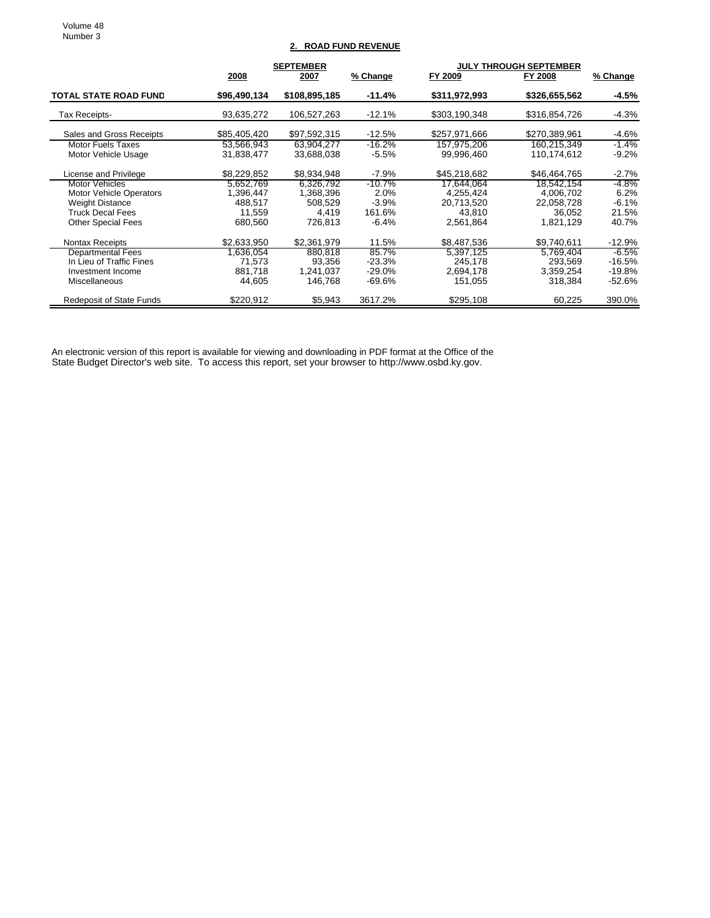## 2. ROAD FUND REVENUE

| | SEPTEMBER | | | JULY THROUGH SEPTEMBER | | |
|---|---|---|---|---|---|---|
| | 2008 | 2007 | % Change | FY 2009 | FY 2008 | % Change |
| **TOTAL STATE ROAD FUND** | **$96,490,134** | **$108,895,185** | **-11.4%** | **$311,972,993** | **$326,655,562** | **-4.5%** |
| Tax Receipts- | 93,635,272 | 106,527,263 | -12.1% | $303,190,348 | $316,854,726 | -4.3% |
| Sales and Gross Receipts | $85,405,420 | $97,592,315 | -12.5% | $257,971,666 | $270,389,961 | -4.6% |
| Motor Fuels Taxes | 53,566,943 | 63,904,277 | -16.2% | 157,975,206 | 160,215,349 | -1.4% |
| Motor Vehicle Usage | 31,838,477 | 33,688,038 | -5.5% | 99,996,460 | 110,174,612 | -9.2% |
| License and Privilege | $8,229,852 | $8,934,948 | -7.9% | $45,218,682 | $46,464,765 | -2.7% |
| Motor Vehicles | 5,652,769 | 6,326,792 | -10.7% | 17,644,064 | 18,542,154 | -4.8% |
| Motor Vehicle Operators | 1,396,447 | 1,368,396 | 2.0% | 4,255,424 | 4,006,702 | 6.2% |
| Weight Distance | 488,517 | 508,529 | -3.9% | 20,713,520 | 22,058,728 | -6.1% |
| Truck Decal Fees | 11,559 | 4,419 | 161.6% | 43,810 | 36,052 | 21.5% |
| Other Special Fees | 680,560 | 726,813 | -6.4% | 2,561,864 | 1,821,129 | 40.7% |
| Nontax Receipts | $2,633,950 | $2,361,979 | 11.5% | $8,487,536 | $9,740,611 | -12.9% |
| Departmental Fees | 1,636,054 | 880,818 | 85.7% | 5,397,125 | 5,769,404 | -6.5% |
| In Lieu of Traffic Fines | 71,573 | 93,356 | -23.3% | 245,178 | 293,569 | -16.5% |
| Investment Income | 881,718 | 1,241,037 | -29.0% | 2,694,178 | 3,359,254 | -19.8% |
| Miscellaneous | 44,605 | 146,768 | -69.6% | 151,055 | 318,384 | -52.6% |
| Redeposit of State Funds | $220,912 | $5,943 | 3617.2% | $295,108 | 60,225 | 390.0% |

An electronic version of this report is available for viewing and downloading in PDF format at the Office of the State Budget Director's web site. To access this report, set your browser to http://www.osbd.ky.gov.